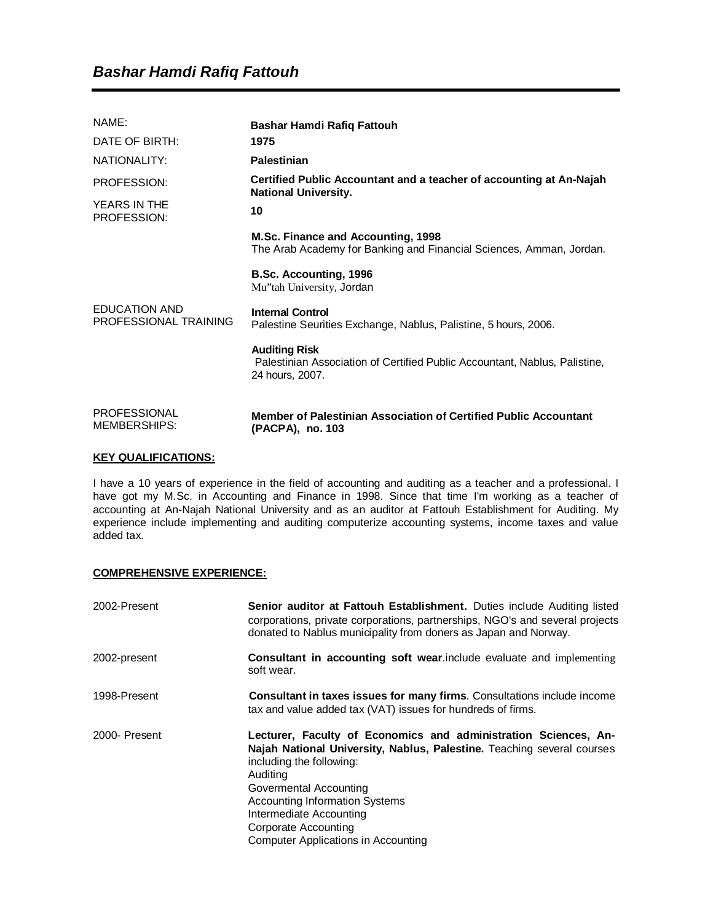# *Bashar Hamdi Rafiq Fattouh*

| | |
|---|---|
| NAME: | **Bashar Hamdi Rafiq Fattouh** |
| DATE OF BIRTH: | **1975** |
| NATIONALITY: | **Palestinian** |
| PROFESSION: | **Certified Public Accountant and a teacher of accounting at An-Najah National University.** |
| YEARS IN THE PROFESSION: | **10** |
| EDUCATION AND PROFESSIONAL TRAINING | **M.Sc. Finance and Accounting, 1998**<br>The Arab Academy for Banking and Financial Sciences, Amman, Jordan.<br><br>**B.Sc. Accounting, 1996**<br>Mu"tah University, Jordan<br><br>**Internal Control**<br>Palestine Seurities Exchange, Nablus, Palistine, 5 hours, 2006.<br><br>**Auditing Risk**<br>Palestinian Association of Certified Public Accountant, Nablus, Palistine, 24 hours, 2007. |
| PROFESSIONAL MEMBERSHIPS: | **Member of Palestinian Association of Certified Public Accountant (PACPA), no. 103** |

## KEY QUALIFICATIONS:

I have a 10 years of experience in the field of accounting and auditing as a teacher and a professional. I have got my M.Sc. in Accounting and Finance in 1998. Since that time I'm working as a teacher of accounting at An-Najah National University and as an auditor at Fattouh Establishment for Auditing. My experience include implementing and auditing computerize accounting systems, income taxes and value added tax.

## COMPREHENSIVE EXPERIENCE:

| | |
|---|---|
| 2002-Present | **Senior auditor at Fattouh Establishment.** Duties include Auditing listed corporations, private corporations, partnerships, NGO's and several projects donated to Nablus municipality from doners as Japan and Norway. |
| 2002-present | **Consultant in accounting soft wear**.include evaluate and implementing soft wear. |
| 1998-Present | **Consultant in taxes issues for many firms**. Consultations include income tax and value added tax (VAT) issues for hundreds of firms. |
| 2000- Present | **Lecturer, Faculty of Economics and administration Sciences, An-Najah National University, Nablus, Palestine.** Teaching several courses including the following:<br>Auditing<br>Govermental Accounting<br>Accounting Information Systems<br>Intermediate Accounting<br>Corporate Accounting<br>Computer Applications in Accounting |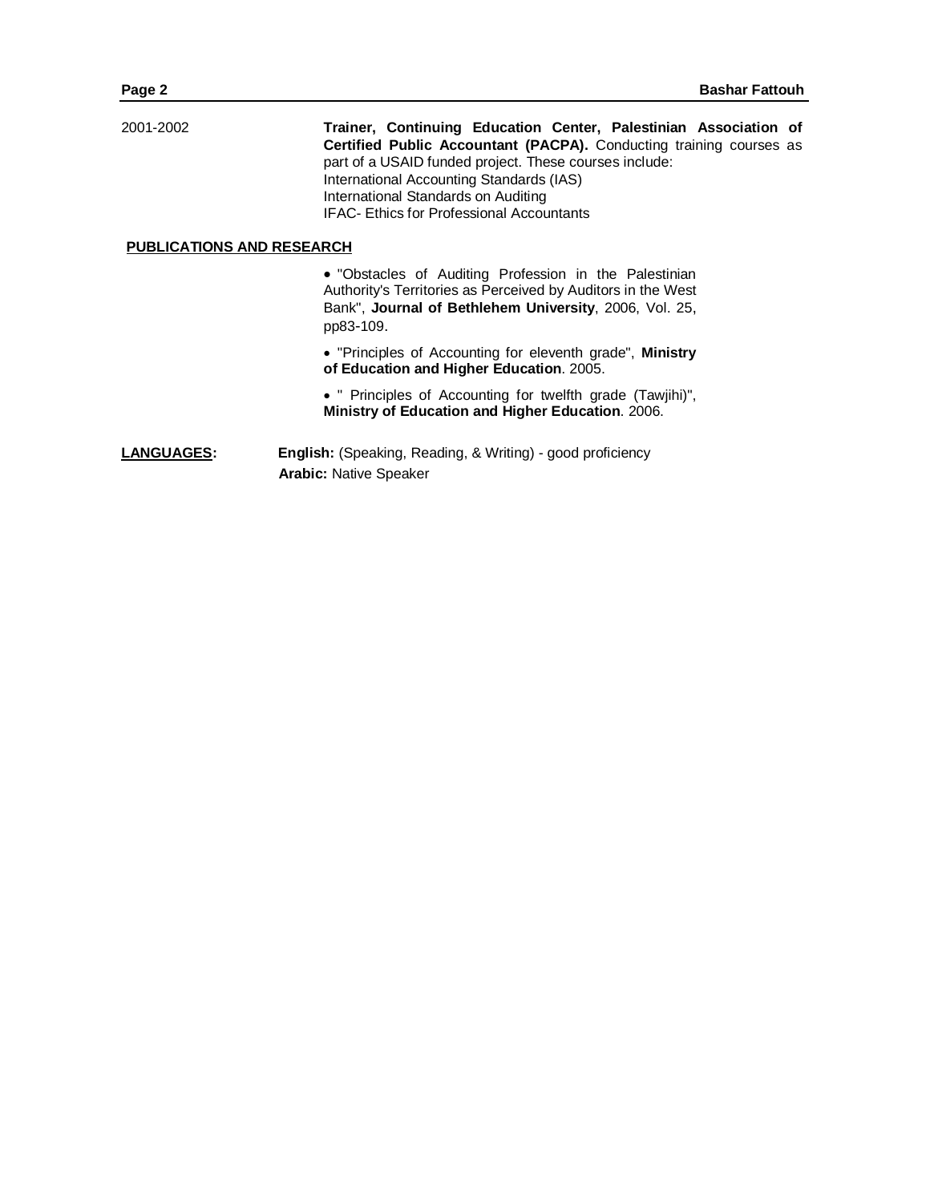2001-2002 **Trainer, Continuing Education Center, Palestinian Association of Certified Public Accountant (PACPA).** Conducting training courses as part of a USAID funded project. These courses include:
International Accounting Standards (IAS)
International Standards on Auditing
IFAC- Ethics for Professional Accountants

## PUBLICATIONS AND RESEARCH

- "Obstacles of Auditing Profession in the Palestinian Authority's Territories as Perceived by Auditors in the West Bank", **Journal of Bethlehem University**, 2006, Vol. 25, pp83-109.
- "Principles of Accounting for eleventh grade", **Ministry of Education and Higher Education**. 2005.
- " Principles of Accounting for twelfth grade (Tawjihi)", **Ministry of Education and Higher Education**. 2006.

## LANGUAGES:

**English:** (Speaking, Reading, & Writing) - good proficiency
**Arabic:** Native Speaker